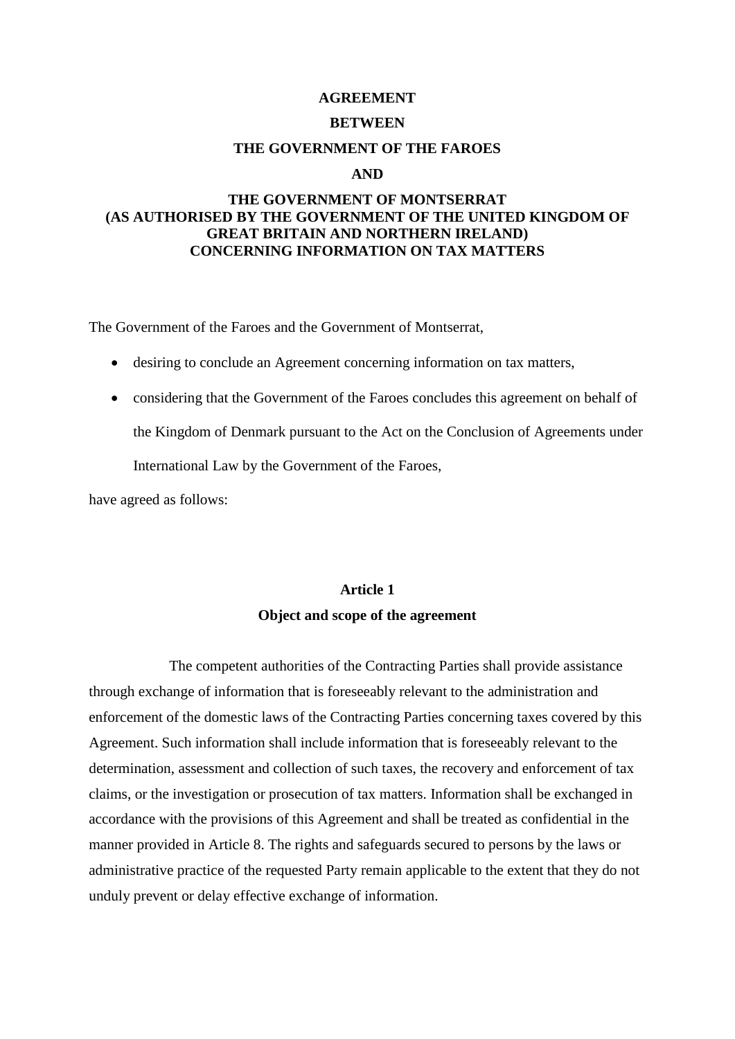# AGREEMENT

# BETWEEN

# THE GOVERNMENT OF THE FAROES

# AND

# THE GOVERNMENT OF MONTSERRAT (AS AUTHORISED BY THE GOVERNMENT OF THE UNITED KINGDOM OF GREAT BRITAIN AND NORTHERN IRELAND) CONCERNING INFORMATION ON TAX MATTERS

The Government of the Faroes and the Government of Montserrat,

- desiring to conclude an Agreement concerning information on tax matters,
- considering that the Government of the Faroes concludes this agreement on behalf of the Kingdom of Denmark pursuant to the Act on the Conclusion of Agreements under International Law by the Government of the Faroes,

have agreed as follows:

## Article 1

## Object and scope of the agreement

The competent authorities of the Contracting Parties shall provide assistance through exchange of information that is foreseeably relevant to the administration and enforcement of the domestic laws of the Contracting Parties concerning taxes covered by this Agreement. Such information shall include information that is foreseeably relevant to the determination, assessment and collection of such taxes, the recovery and enforcement of tax claims, or the investigation or prosecution of tax matters. Information shall be exchanged in accordance with the provisions of this Agreement and shall be treated as confidential in the manner provided in Article 8. The rights and safeguards secured to persons by the laws or administrative practice of the requested Party remain applicable to the extent that they do not unduly prevent or delay effective exchange of information.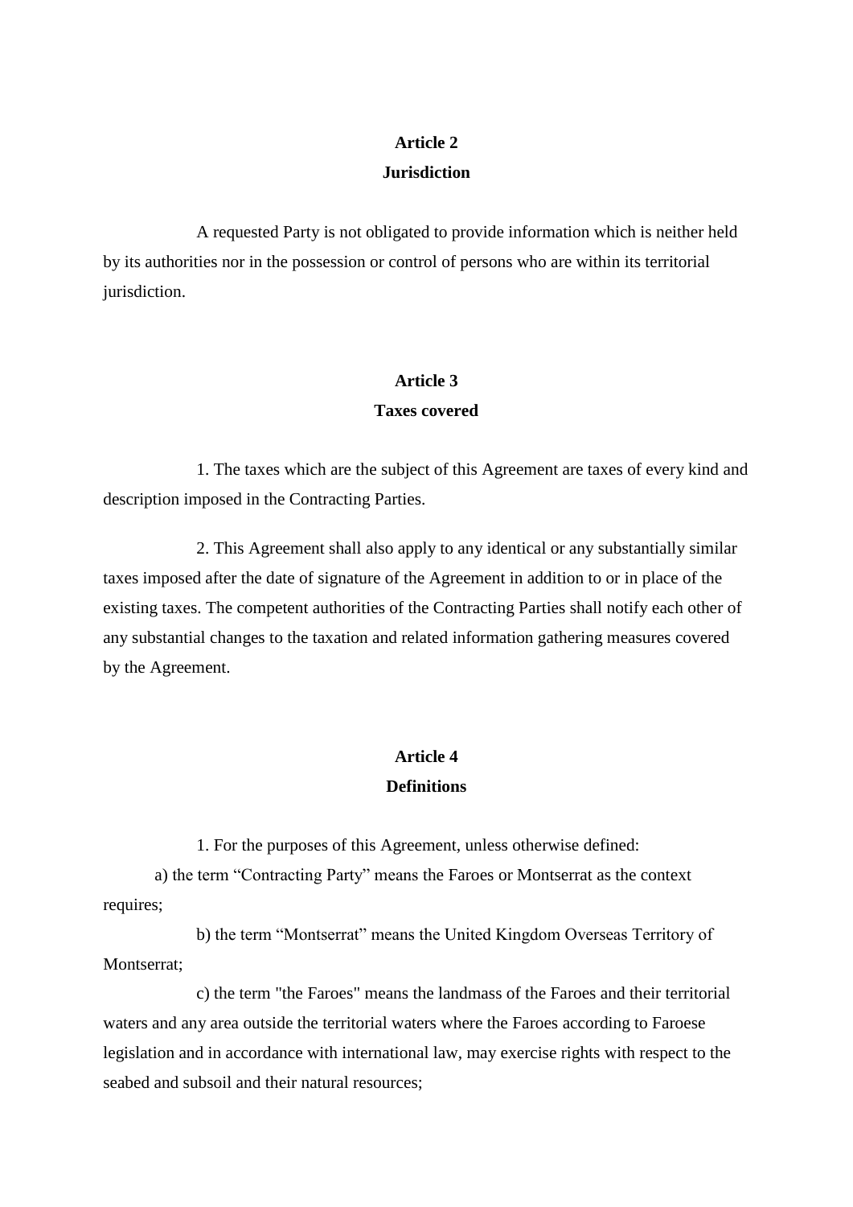## Article 2
## Jurisdiction

A requested Party is not obligated to provide information which is neither held by its authorities nor in the possession or control of persons who are within its territorial jurisdiction.

## Article 3
## Taxes covered

1. The taxes which are the subject of this Agreement are taxes of every kind and description imposed in the Contracting Parties.

2. This Agreement shall also apply to any identical or any substantially similar taxes imposed after the date of signature of the Agreement in addition to or in place of the existing taxes. The competent authorities of the Contracting Parties shall notify each other of any substantial changes to the taxation and related information gathering measures covered by the Agreement.

## Article 4
## Definitions

1. For the purposes of this Agreement, unless otherwise defined:

a) the term "Contracting Party" means the Faroes or Montserrat as the context requires;

b) the term "Montserrat" means the United Kingdom Overseas Territory of Montserrat;

c) the term "the Faroes" means the landmass of the Faroes and their territorial waters and any area outside the territorial waters where the Faroes according to Faroese legislation and in accordance with international law, may exercise rights with respect to the seabed and subsoil and their natural resources;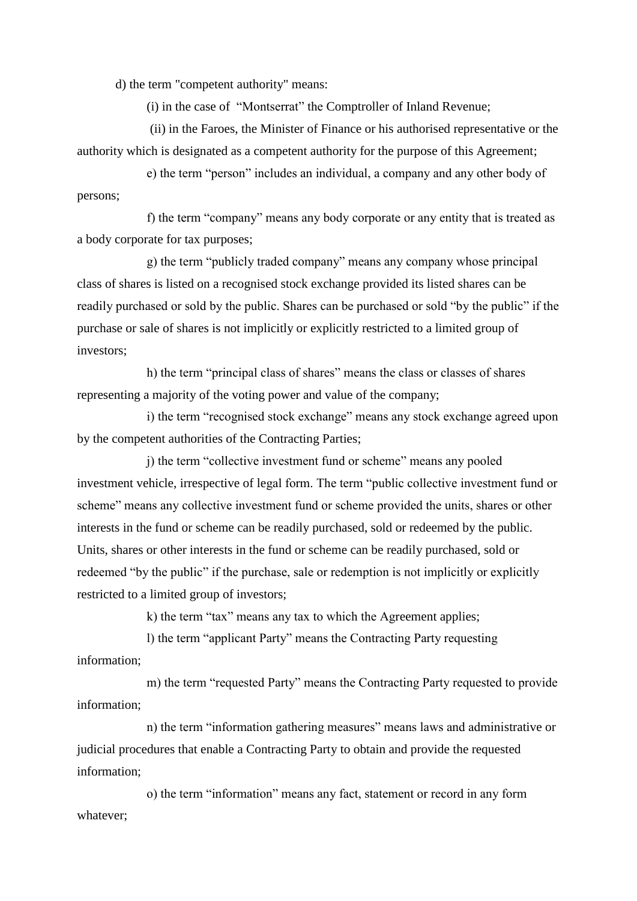d) the term "competent authority" means:

(i) in the case of "Montserrat" the Comptroller of Inland Revenue;

(ii) in the Faroes, the Minister of Finance or his authorised representative or the authority which is designated as a competent authority for the purpose of this Agreement;

e) the term "person" includes an individual, a company and any other body of persons;

f) the term "company" means any body corporate or any entity that is treated as a body corporate for tax purposes;

g) the term "publicly traded company" means any company whose principal class of shares is listed on a recognised stock exchange provided its listed shares can be readily purchased or sold by the public. Shares can be purchased or sold "by the public" if the purchase or sale of shares is not implicitly or explicitly restricted to a limited group of investors;

h) the term "principal class of shares" means the class or classes of shares representing a majority of the voting power and value of the company;

i) the term "recognised stock exchange" means any stock exchange agreed upon by the competent authorities of the Contracting Parties;

j) the term "collective investment fund or scheme" means any pooled investment vehicle, irrespective of legal form. The term "public collective investment fund or scheme" means any collective investment fund or scheme provided the units, shares or other interests in the fund or scheme can be readily purchased, sold or redeemed by the public. Units, shares or other interests in the fund or scheme can be readily purchased, sold or redeemed "by the public" if the purchase, sale or redemption is not implicitly or explicitly restricted to a limited group of investors;

k) the term "tax" means any tax to which the Agreement applies;

l) the term "applicant Party" means the Contracting Party requesting information;

m) the term "requested Party" means the Contracting Party requested to provide information;

n) the term "information gathering measures" means laws and administrative or judicial procedures that enable a Contracting Party to obtain and provide the requested information;

o) the term "information" means any fact, statement or record in any form whatever;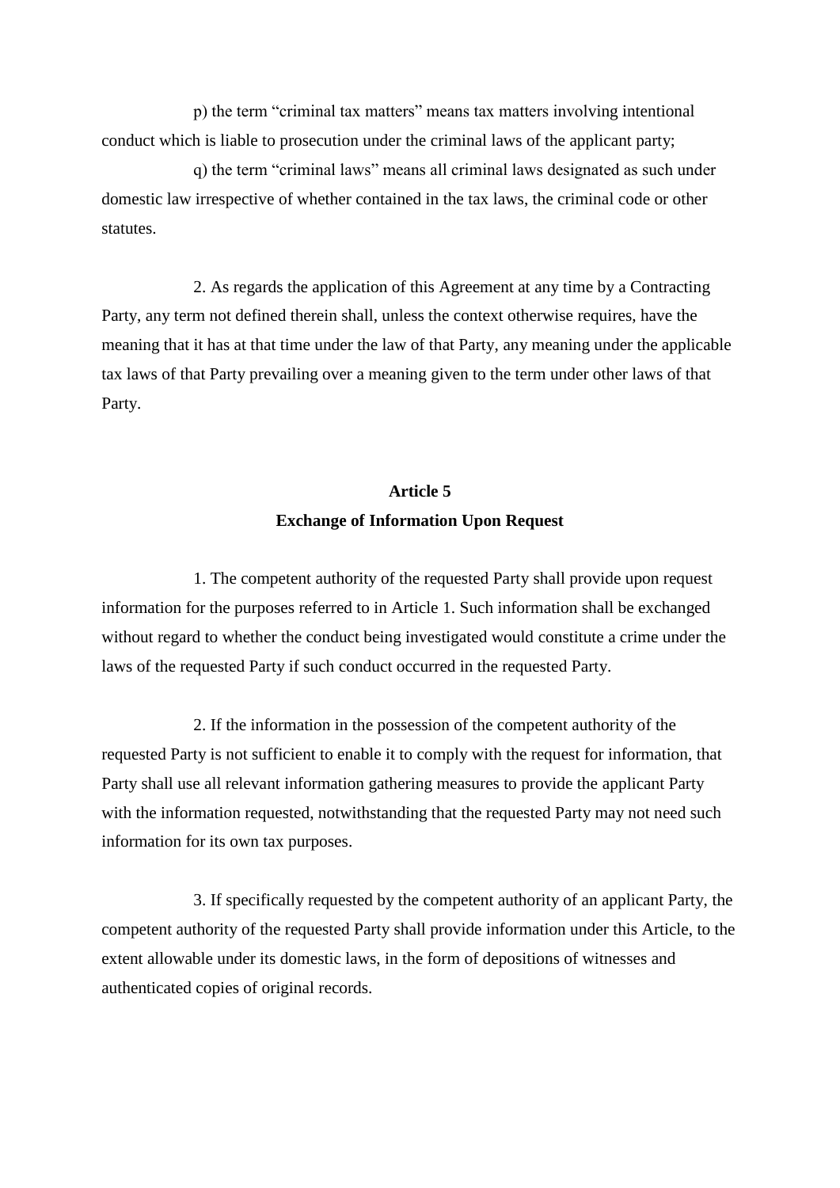p) the term “criminal tax matters” means tax matters involving intentional conduct which is liable to prosecution under the criminal laws of the applicant party;

q) the term “criminal laws” means all criminal laws designated as such under domestic law irrespective of whether contained in the tax laws, the criminal code or other statutes.

2. As regards the application of this Agreement at any time by a Contracting Party, any term not defined therein shall, unless the context otherwise requires, have the meaning that it has at that time under the law of that Party, any meaning under the applicable tax laws of that Party prevailing over a meaning given to the term under other laws of that Party.

**Article 5**
**Exchange of Information Upon Request**

1. The competent authority of the requested Party shall provide upon request information for the purposes referred to in Article 1. Such information shall be exchanged without regard to whether the conduct being investigated would constitute a crime under the laws of the requested Party if such conduct occurred in the requested Party.

2. If the information in the possession of the competent authority of the requested Party is not sufficient to enable it to comply with the request for information, that Party shall use all relevant information gathering measures to provide the applicant Party with the information requested, notwithstanding that the requested Party may not need such information for its own tax purposes.

3. If specifically requested by the competent authority of an applicant Party, the competent authority of the requested Party shall provide information under this Article, to the extent allowable under its domestic laws, in the form of depositions of witnesses and authenticated copies of original records.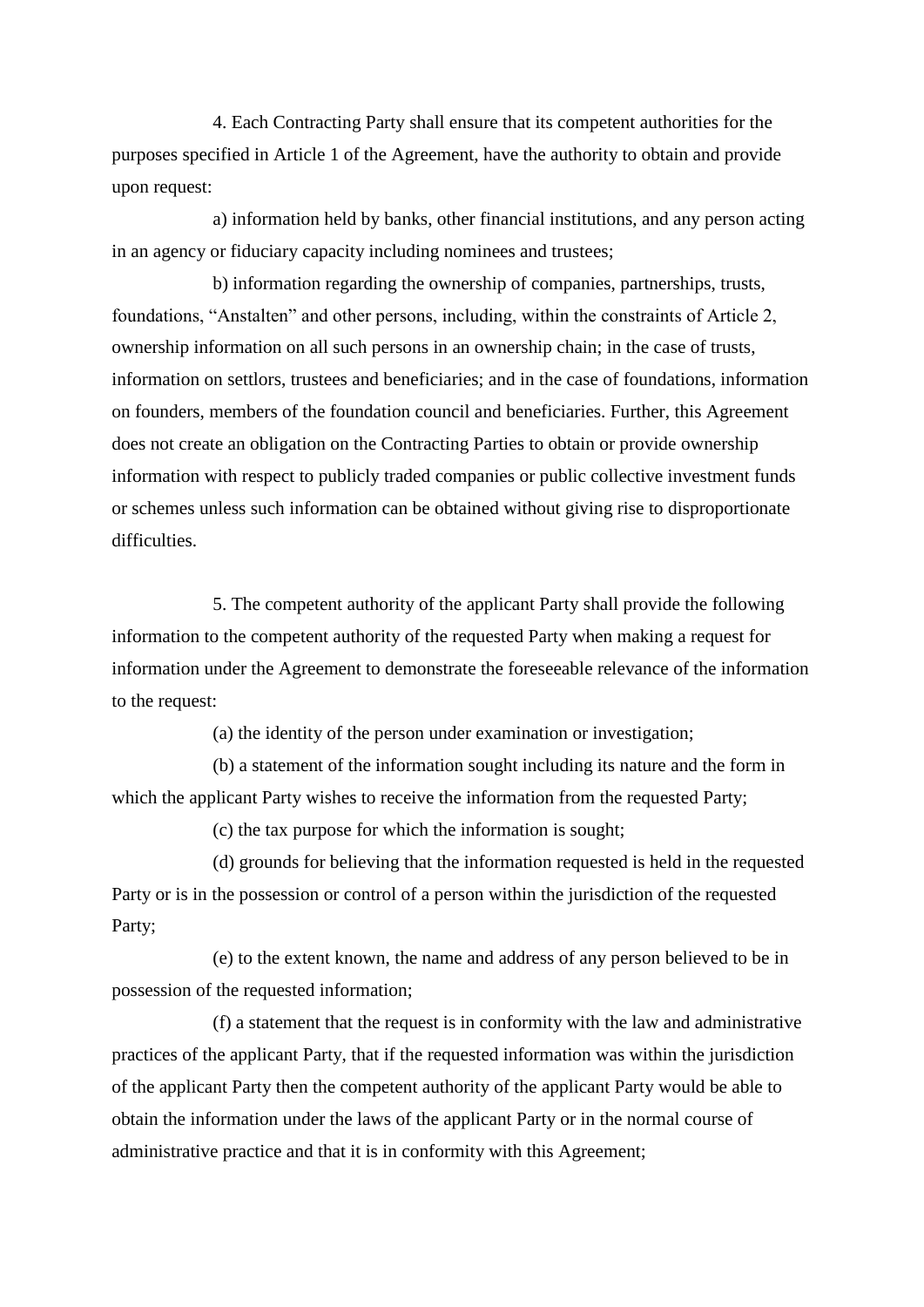4. Each Contracting Party shall ensure that its competent authorities for the purposes specified in Article 1 of the Agreement, have the authority to obtain and provide upon request:

a) information held by banks, other financial institutions, and any person acting in an agency or fiduciary capacity including nominees and trustees;

b) information regarding the ownership of companies, partnerships, trusts, foundations, "Anstalten" and other persons, including, within the constraints of Article 2, ownership information on all such persons in an ownership chain; in the case of trusts, information on settlors, trustees and beneficiaries; and in the case of foundations, information on founders, members of the foundation council and beneficiaries. Further, this Agreement does not create an obligation on the Contracting Parties to obtain or provide ownership information with respect to publicly traded companies or public collective investment funds or schemes unless such information can be obtained without giving rise to disproportionate difficulties.

5. The competent authority of the applicant Party shall provide the following information to the competent authority of the requested Party when making a request for information under the Agreement to demonstrate the foreseeable relevance of the information to the request:

(a) the identity of the person under examination or investigation;

(b) a statement of the information sought including its nature and the form in which the applicant Party wishes to receive the information from the requested Party;

(c) the tax purpose for which the information is sought;

(d) grounds for believing that the information requested is held in the requested Party or is in the possession or control of a person within the jurisdiction of the requested Party;

(e) to the extent known, the name and address of any person believed to be in possession of the requested information;

(f) a statement that the request is in conformity with the law and administrative practices of the applicant Party, that if the requested information was within the jurisdiction of the applicant Party then the competent authority of the applicant Party would be able to obtain the information under the laws of the applicant Party or in the normal course of administrative practice and that it is in conformity with this Agreement;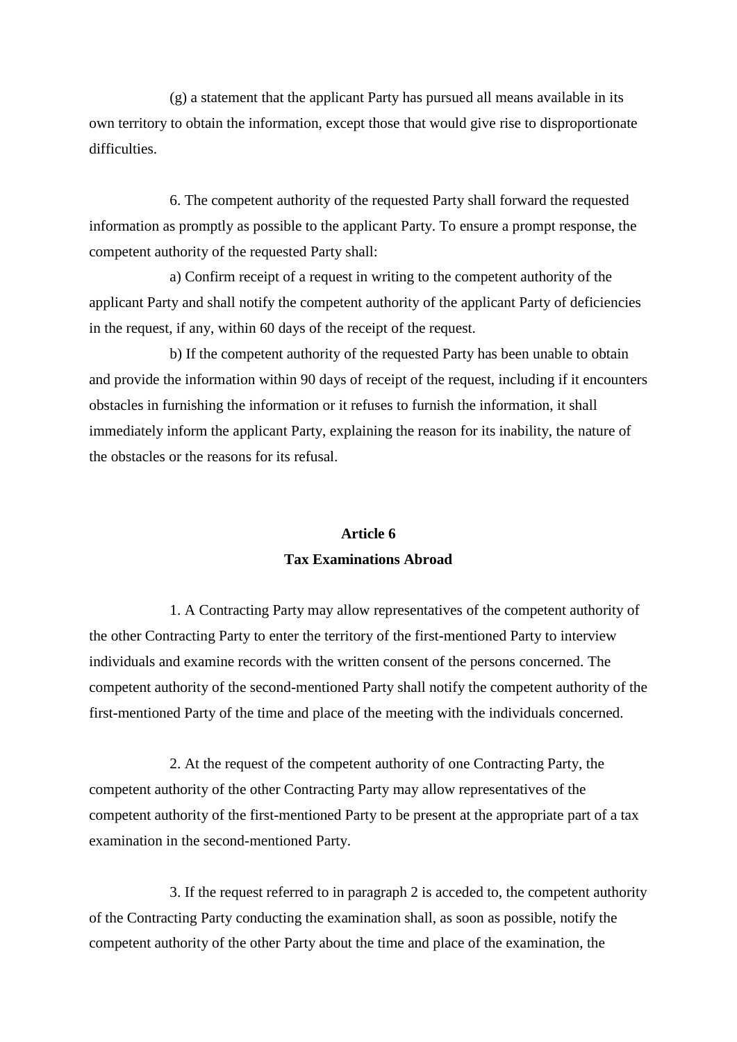(g) a statement that the applicant Party has pursued all means available in its own territory to obtain the information, except those that would give rise to disproportionate difficulties.

6. The competent authority of the requested Party shall forward the requested information as promptly as possible to the applicant Party. To ensure a prompt response, the competent authority of the requested Party shall:

a) Confirm receipt of a request in writing to the competent authority of the applicant Party and shall notify the competent authority of the applicant Party of deficiencies in the request, if any, within 60 days of the receipt of the request.

b) If the competent authority of the requested Party has been unable to obtain and provide the information within 90 days of receipt of the request, including if it encounters obstacles in furnishing the information or it refuses to furnish the information, it shall immediately inform the applicant Party, explaining the reason for its inability, the nature of the obstacles or the reasons for its refusal.

## Article 6
## Tax Examinations Abroad

1. A Contracting Party may allow representatives of the competent authority of the other Contracting Party to enter the territory of the first-mentioned Party to interview individuals and examine records with the written consent of the persons concerned. The competent authority of the second-mentioned Party shall notify the competent authority of the first-mentioned Party of the time and place of the meeting with the individuals concerned.

2. At the request of the competent authority of one Contracting Party, the competent authority of the other Contracting Party may allow representatives of the competent authority of the first-mentioned Party to be present at the appropriate part of a tax examination in the second-mentioned Party.

3. If the request referred to in paragraph 2 is acceded to, the competent authority of the Contracting Party conducting the examination shall, as soon as possible, notify the competent authority of the other Party about the time and place of the examination, the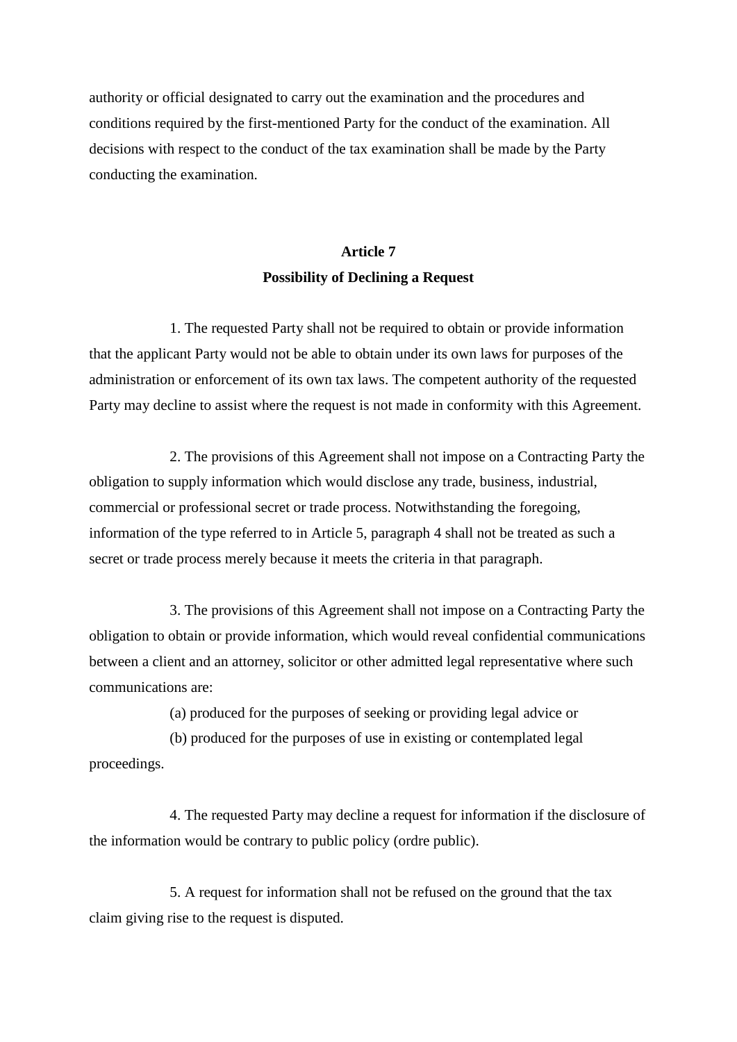authority or official designated to carry out the examination and the procedures and conditions required by the first-mentioned Party for the conduct of the examination. All decisions with respect to the conduct of the tax examination shall be made by the Party conducting the examination.

## Article 7
## Possibility of Declining a Request

1. The requested Party shall not be required to obtain or provide information that the applicant Party would not be able to obtain under its own laws for purposes of the administration or enforcement of its own tax laws. The competent authority of the requested Party may decline to assist where the request is not made in conformity with this Agreement.

2. The provisions of this Agreement shall not impose on a Contracting Party the obligation to supply information which would disclose any trade, business, industrial, commercial or professional secret or trade process. Notwithstanding the foregoing, information of the type referred to in Article 5, paragraph 4 shall not be treated as such a secret or trade process merely because it meets the criteria in that paragraph.

3. The provisions of this Agreement shall not impose on a Contracting Party the obligation to obtain or provide information, which would reveal confidential communications between a client and an attorney, solicitor or other admitted legal representative where such communications are:

(a) produced for the purposes of seeking or providing legal advice or

(b) produced for the purposes of use in existing or contemplated legal proceedings.

4. The requested Party may decline a request for information if the disclosure of the information would be contrary to public policy (ordre public).

5. A request for information shall not be refused on the ground that the tax claim giving rise to the request is disputed.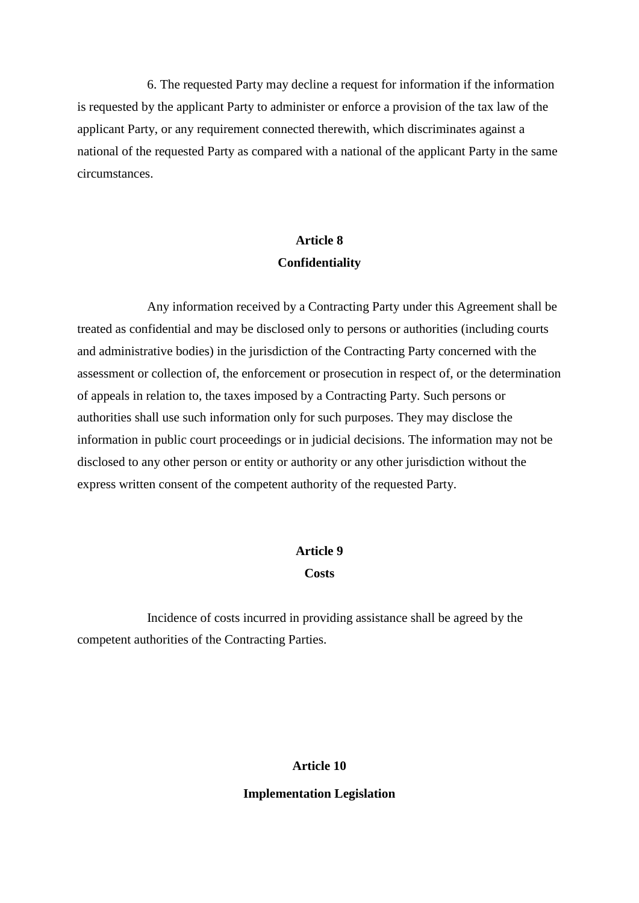6. The requested Party may decline a request for information if the information is requested by the applicant Party to administer or enforce a provision of the tax law of the applicant Party, or any requirement connected therewith, which discriminates against a national of the requested Party as compared with a national of the applicant Party in the same circumstances.

## Article 8
## Confidentiality

Any information received by a Contracting Party under this Agreement shall be treated as confidential and may be disclosed only to persons or authorities (including courts and administrative bodies) in the jurisdiction of the Contracting Party concerned with the assessment or collection of, the enforcement or prosecution in respect of, or the determination of appeals in relation to, the taxes imposed by a Contracting Party. Such persons or authorities shall use such information only for such purposes. They may disclose the information in public court proceedings or in judicial decisions. The information may not be disclosed to any other person or entity or authority or any other jurisdiction without the express written consent of the competent authority of the requested Party.

## Article 9
## Costs

Incidence of costs incurred in providing assistance shall be agreed by the competent authorities of the Contracting Parties.

## Article 10
## Implementation Legislation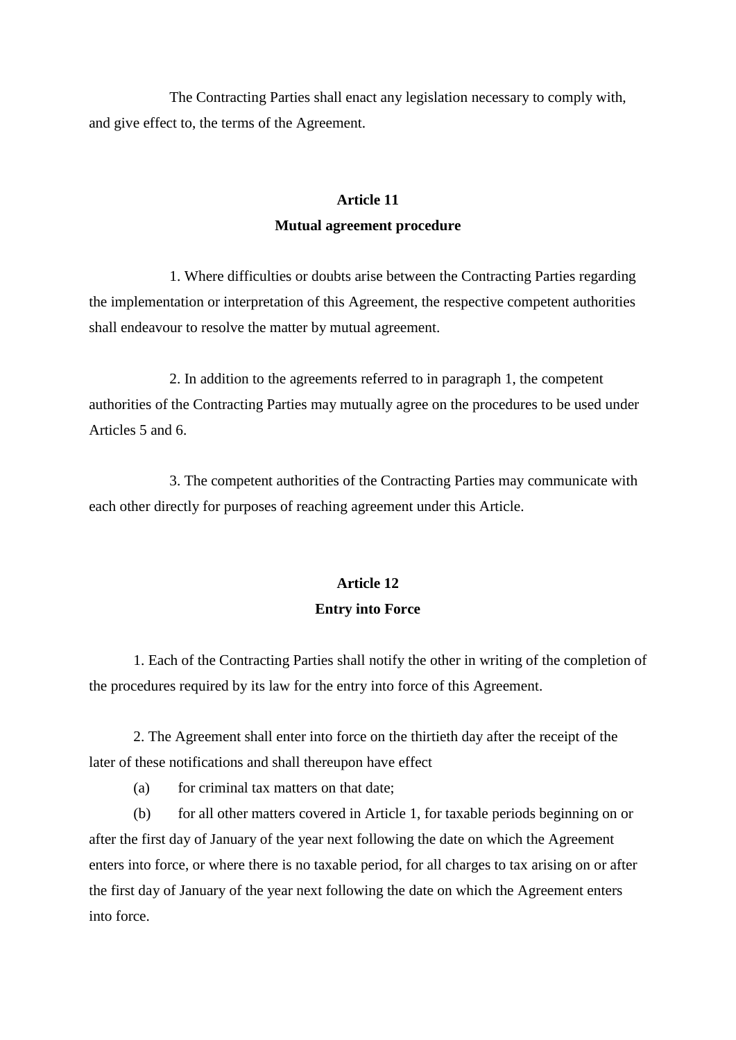The Contracting Parties shall enact any legislation necessary to comply with, and give effect to, the terms of the Agreement.

**Article 11**
**Mutual agreement procedure**

1. Where difficulties or doubts arise between the Contracting Parties regarding the implementation or interpretation of this Agreement, the respective competent authorities shall endeavour to resolve the matter by mutual agreement.

2. In addition to the agreements referred to in paragraph 1, the competent authorities of the Contracting Parties may mutually agree on the procedures to be used under Articles 5 and 6.

3. The competent authorities of the Contracting Parties may communicate with each other directly for purposes of reaching agreement under this Article.

**Article 12**
**Entry into Force**

1. Each of the Contracting Parties shall notify the other in writing of the completion of the procedures required by its law for the entry into force of this Agreement.

2. The Agreement shall enter into force on the thirtieth day after the receipt of the later of these notifications and shall thereupon have effect

(a) for criminal tax matters on that date;

(b) for all other matters covered in Article 1, for taxable periods beginning on or after the first day of January of the year next following the date on which the Agreement enters into force, or where there is no taxable period, for all charges to tax arising on or after the first day of January of the year next following the date on which the Agreement enters into force.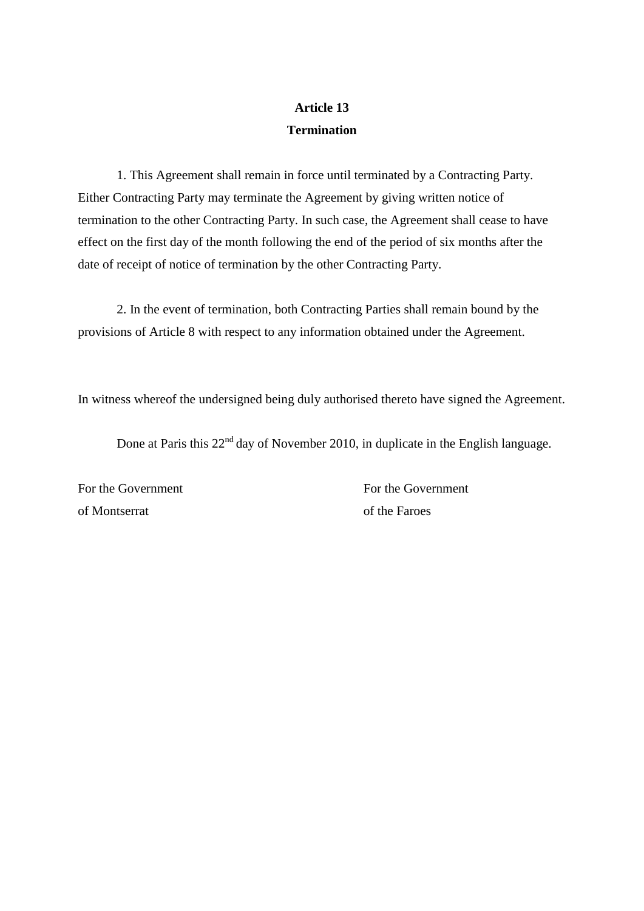## Article 13
## Termination

1. This Agreement shall remain in force until terminated by a Contracting Party. Either Contracting Party may terminate the Agreement by giving written notice of termination to the other Contracting Party. In such case, the Agreement shall cease to have effect on the first day of the month following the end of the period of six months after the date of receipt of notice of termination by the other Contracting Party.

2. In the event of termination, both Contracting Parties shall remain bound by the provisions of Article 8 with respect to any information obtained under the Agreement.

In witness whereof the undersigned being duly authorised thereto have signed the Agreement.

Done at Paris this 22nd day of November 2010, in duplicate in the English language.

For the Government
of Montserrat

For the Government
of the Faroes